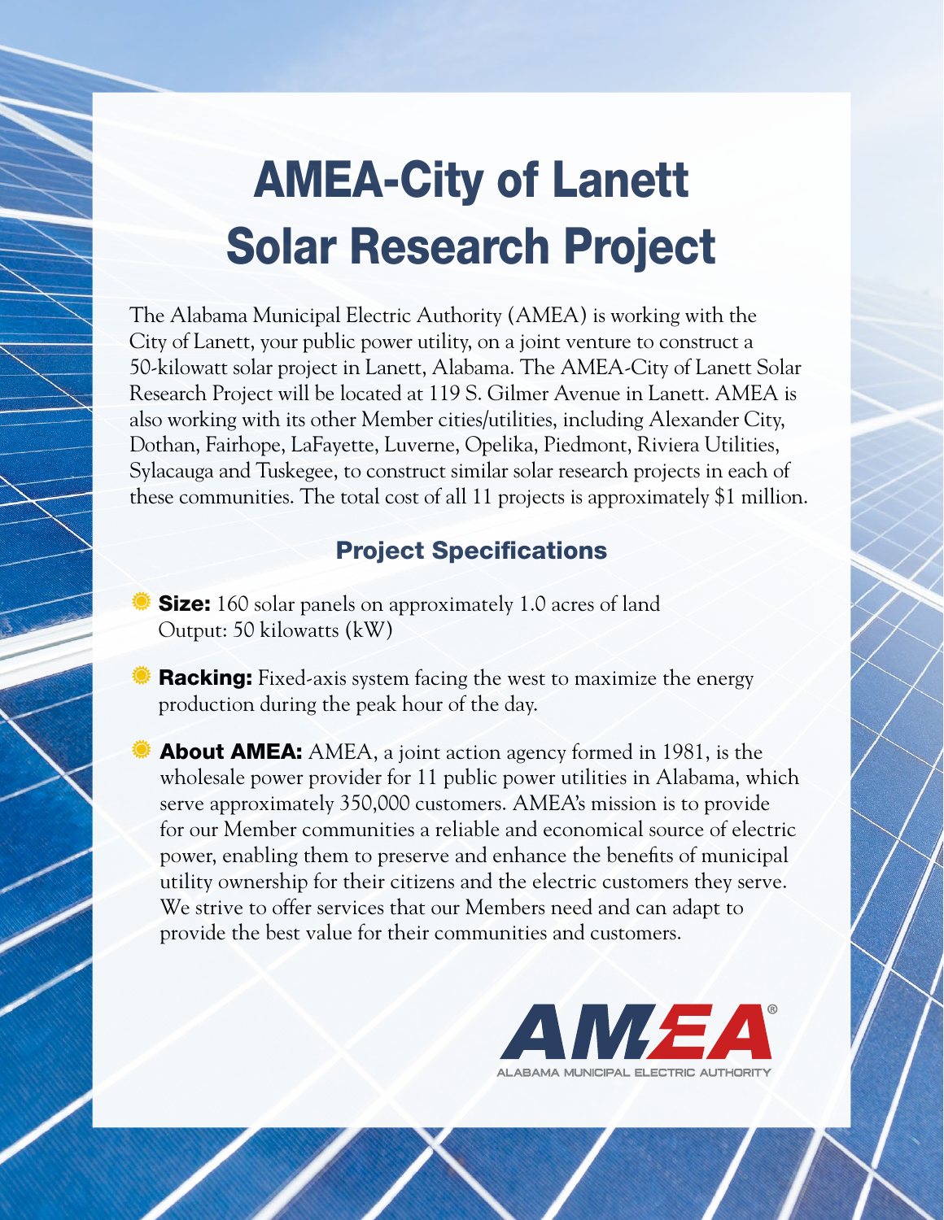# AMEA-City of Lanett Solar Research Project

The Alabama Municipal Electric Authority (AMEA) is working with the City of Lanett, your public power utility, on a joint venture to construct a 50-kilowatt solar project in Lanett, Alabama. The AMEA-City of Lanett Solar Research Project will be located at 119 S. Gilmer Avenue in Lanett. AMEA is also working with its other Member cities/utilities, including Alexander City, Dothan, Fairhope, LaFayette, Luverne, Opelika, Piedmont, Riviera Utilities, Sylacauga and Tuskegee, to construct similar solar research projects in each of these communities. The total cost of all 11 projects is approximately $1 million.

## Project Specifications

- **Size:** 160 solar panels on approximately 1.0 acres of land
  Output: 50 kilowatts (kW)
- **Racking:** Fixed-axis system facing the west to maximize the energy production during the peak hour of the day.
- **About AMEA:** AMEA, a joint action agency formed in 1981, is the wholesale power provider for 11 public power utilities in Alabama, which serve approximately 350,000 customers. AMEA's mission is to provide for our Member communities a reliable and economical source of electric power, enabling them to preserve and enhance the benefits of municipal utility ownership for their citizens and the electric customers they serve. We strive to offer services that our Members need and can adapt to provide the best value for their communities and customers.

AMEA®
ALABAMA MUNICIPAL ELECTRIC AUTHORITY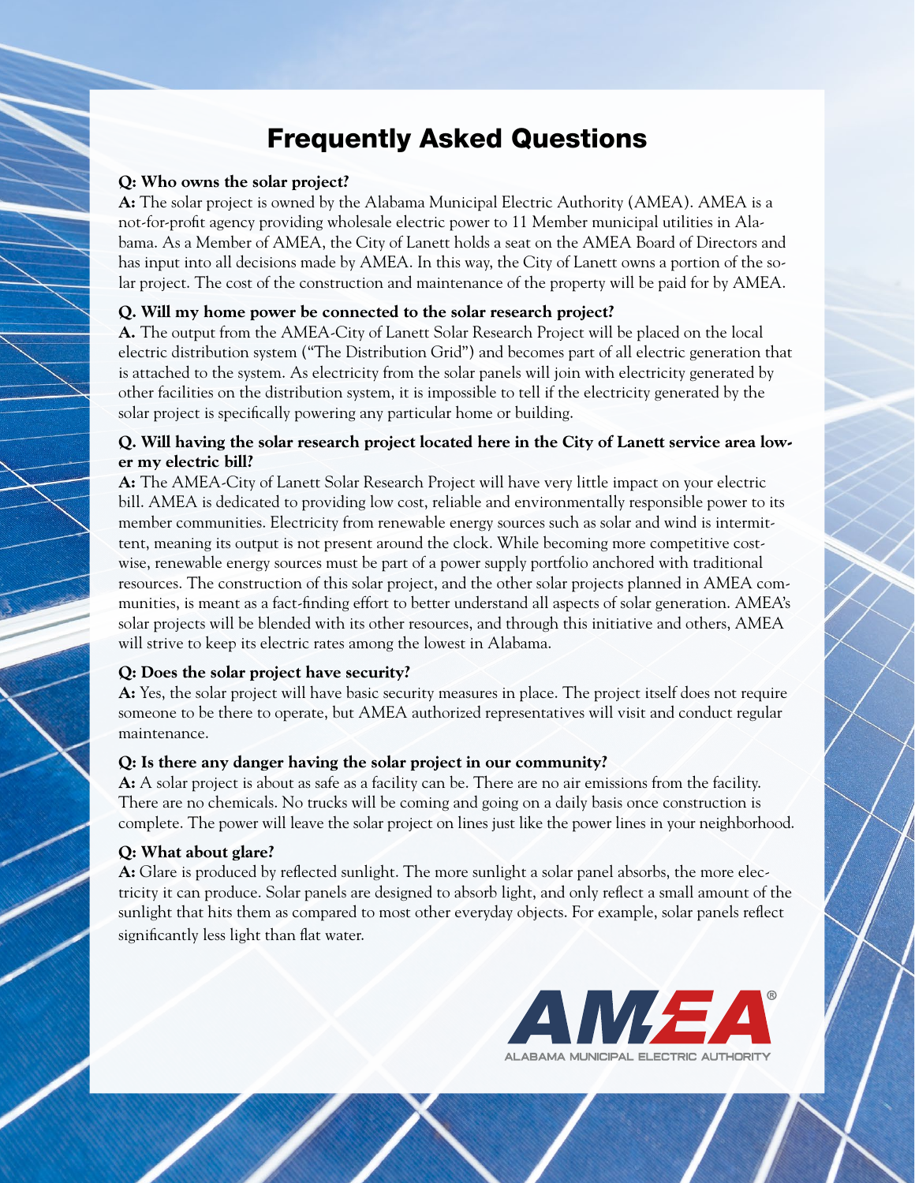# Frequently Asked Questions

**Q: Who owns the solar project?**

**A:** The solar project is owned by the Alabama Municipal Electric Authority (AMEA). AMEA is a not-for-profit agency providing wholesale electric power to 11 Member municipal utilities in Alabama. As a Member of AMEA, the City of Lanett holds a seat on the AMEA Board of Directors and has input into all decisions made by AMEA. In this way, the City of Lanett owns a portion of the solar project. The cost of the construction and maintenance of the property will be paid for by AMEA.

**Q. Will my home power be connected to the solar research project?**

**A.** The output from the AMEA-City of Lanett Solar Research Project will be placed on the local electric distribution system ("The Distribution Grid") and becomes part of all electric generation that is attached to the system. As electricity from the solar panels will join with electricity generated by other facilities on the distribution system, it is impossible to tell if the electricity generated by the solar project is specifically powering any particular home or building.

**Q. Will having the solar research project located here in the City of Lanett service area lower my electric bill?**

**A:** The AMEA-City of Lanett Solar Research Project will have very little impact on your electric bill. AMEA is dedicated to providing low cost, reliable and environmentally responsible power to its member communities. Electricity from renewable energy sources such as solar and wind is intermittent, meaning its output is not present around the clock. While becoming more competitive costwise, renewable energy sources must be part of a power supply portfolio anchored with traditional resources. The construction of this solar project, and the other solar projects planned in AMEA communities, is meant as a fact-finding effort to better understand all aspects of solar generation. AMEA's solar projects will be blended with its other resources, and through this initiative and others, AMEA will strive to keep its electric rates among the lowest in Alabama.

**Q: Does the solar project have security?**

**A:** Yes, the solar project will have basic security measures in place. The project itself does not require someone to be there to operate, but AMEA authorized representatives will visit and conduct regular maintenance.

**Q: Is there any danger having the solar project in our community?**

**A:** A solar project is about as safe as a facility can be. There are no air emissions from the facility. There are no chemicals. No trucks will be coming and going on a daily basis once construction is complete. The power will leave the solar project on lines just like the power lines in your neighborhood.

**Q: What about glare?**

**A:** Glare is produced by reflected sunlight. The more sunlight a solar panel absorbs, the more electricity it can produce. Solar panels are designed to absorb light, and only reflect a small amount of the sunlight that hits them as compared to most other everyday objects. For example, solar panels reflect significantly less light than flat water.

AMEA®
ALABAMA MUNICIPAL ELECTRIC AUTHORITY